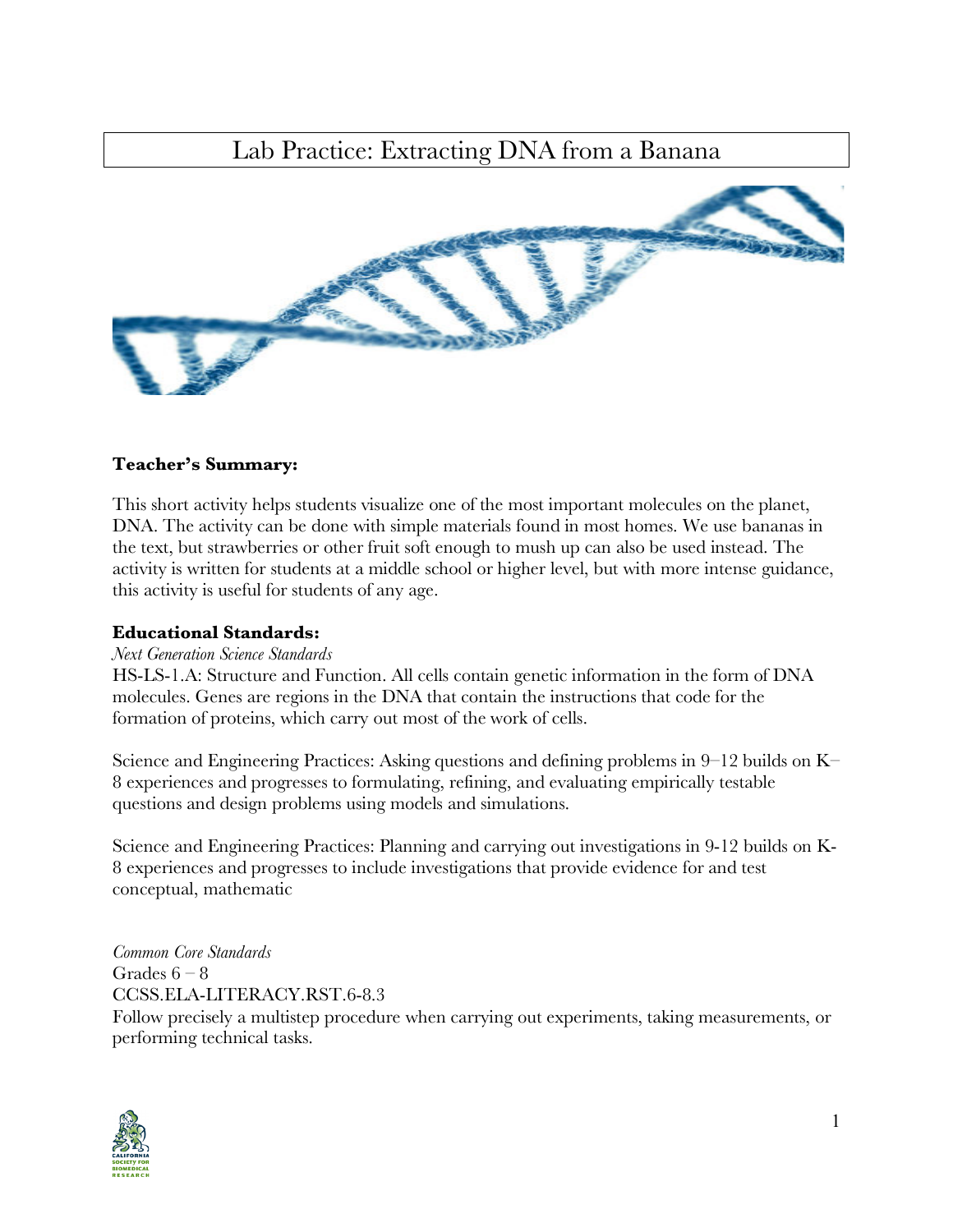# Lab Practice: Extracting DNA from a Banana

**Teacher's Summary:**

This short activity helps students visualize one of the most important molecules on the planet, DNA. The activity can be done with simple materials found in most homes. We use bananas in the text, but strawberries or other fruit soft enough to mush up can also be used instead. The activity is written for students at a middle school or higher level, but with more intense guidance, this activity is useful for students of any age.

**Educational Standards:**

*Next Generation Science Standards*

HS-LS-1.A: Structure and Function. All cells contain genetic information in the form of DNA molecules. Genes are regions in the DNA that contain the instructions that code for the formation of proteins, which carry out most of the work of cells.

Science and Engineering Practices: Asking questions and defining problems in 9–12 builds on K–8 experiences and progresses to formulating, refining, and evaluating empirically testable questions and design problems using models and simulations.

Science and Engineering Practices: Planning and carrying out investigations in 9-12 builds on K-8 experiences and progresses to include investigations that provide evidence for and test conceptual, mathematic

*Common Core Standards*

Grades 6 – 8

CCSS.ELA-LITERACY.RST.6-8.3

Follow precisely a multistep procedure when carrying out experiments, taking measurements, or performing technical tasks.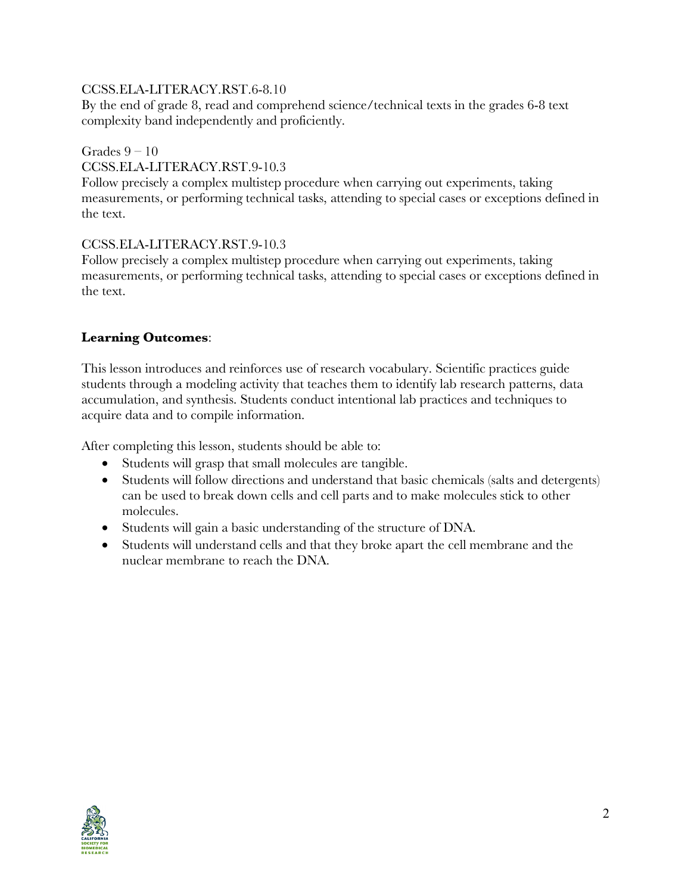CCSS.ELA-LITERACY.RST.6-8.10
By the end of grade 8, read and comprehend science/technical texts in the grades 6-8 text complexity band independently and proficiently.

Grades 9 – 10
CCSS.ELA-LITERACY.RST.9-10.3
Follow precisely a complex multistep procedure when carrying out experiments, taking measurements, or performing technical tasks, attending to special cases or exceptions defined in the text.

CCSS.ELA-LITERACY.RST.9-10.3
Follow precisely a complex multistep procedure when carrying out experiments, taking measurements, or performing technical tasks, attending to special cases or exceptions defined in the text.

**Learning Outcomes**:

This lesson introduces and reinforces use of research vocabulary. Scientific practices guide students through a modeling activity that teaches them to identify lab research patterns, data accumulation, and synthesis. Students conduct intentional lab practices and techniques to acquire data and to compile information.

After completing this lesson, students should be able to:

- Students will grasp that small molecules are tangible.
- Students will follow directions and understand that basic chemicals (salts and detergents) can be used to break down cells and cell parts and to make molecules stick to other molecules.
- Students will gain a basic understanding of the structure of DNA.
- Students will understand cells and that they broke apart the cell membrane and the nuclear membrane to reach the DNA.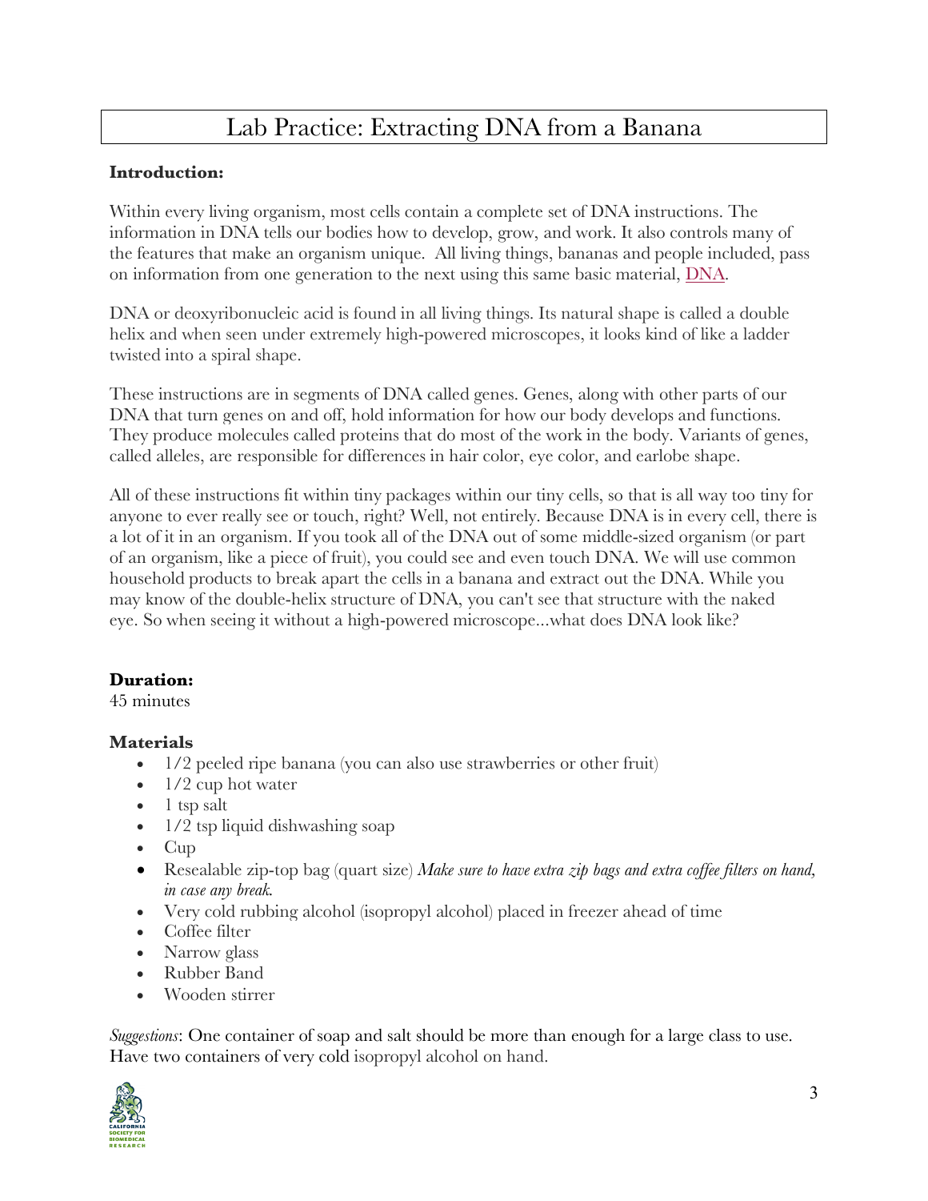# Lab Practice: Extracting DNA from a Banana

**Introduction:**

Within every living organism, most cells contain a complete set of DNA instructions. The information in DNA tells our bodies how to develop, grow, and work. It also controls many of the features that make an organism unique. All living things, bananas and people included, pass on information from one generation to the next using this same basic material, DNA.

DNA or deoxyribonucleic acid is found in all living things. Its natural shape is called a double helix and when seen under extremely high-powered microscopes, it looks kind of like a ladder twisted into a spiral shape.

These instructions are in segments of DNA called genes. Genes, along with other parts of our DNA that turn genes on and off, hold information for how our body develops and functions. They produce molecules called proteins that do most of the work in the body. Variants of genes, called alleles, are responsible for differences in hair color, eye color, and earlobe shape.

All of these instructions fit within tiny packages within our tiny cells, so that is all way too tiny for anyone to ever really see or touch, right? Well, not entirely. Because DNA is in every cell, there is a lot of it in an organism. If you took all of the DNA out of some middle-sized organism (or part of an organism, like a piece of fruit), you could see and even touch DNA. We will use common household products to break apart the cells in a banana and extract out the DNA. While you may know of the double-helix structure of DNA, you can't see that structure with the naked eye. So when seeing it without a high-powered microscope...what does DNA look like?

**Duration:**
45 minutes

**Materials**

- 1/2 peeled ripe banana (you can also use strawberries or other fruit)
- 1/2 cup hot water
- 1 tsp salt
- 1/2 tsp liquid dishwashing soap
- Cup
- Resealable zip-top bag (quart size) *Make sure to have extra zip bags and extra coffee filters on hand, in case any break.*
- Very cold rubbing alcohol (isopropyl alcohol) placed in freezer ahead of time
- Coffee filter
- Narrow glass
- Rubber Band
- Wooden stirrer

*Suggestions*: One container of soap and salt should be more than enough for a large class to use. Have two containers of very cold isopropyl alcohol on hand.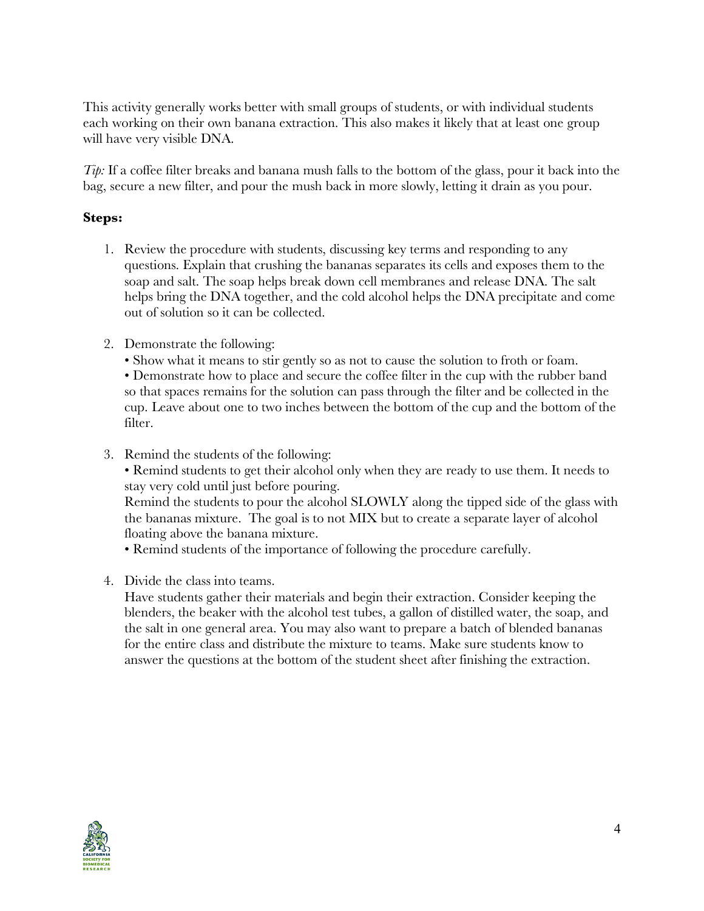This activity generally works better with small groups of students, or with individual students each working on their own banana extraction. This also makes it likely that at least one group will have very visible DNA.

*Tip:* If a coffee filter breaks and banana mush falls to the bottom of the glass, pour it back into the bag, secure a new filter, and pour the mush back in more slowly, letting it drain as you pour.

**Steps:**

1. Review the procedure with students, discussing key terms and responding to any questions. Explain that crushing the bananas separates its cells and exposes them to the soap and salt. The soap helps break down cell membranes and release DNA. The salt helps bring the DNA together, and the cold alcohol helps the DNA precipitate and come out of solution so it can be collected.

2. Demonstrate the following:
   • Show what it means to stir gently so as not to cause the solution to froth or foam.
   • Demonstrate how to place and secure the coffee filter in the cup with the rubber band so that spaces remains for the solution can pass through the filter and be collected in the cup. Leave about one to two inches between the bottom of the cup and the bottom of the filter.

3. Remind the students of the following:
   • Remind students to get their alcohol only when they are ready to use them. It needs to stay very cold until just before pouring.
   Remind the students to pour the alcohol SLOWLY along the tipped side of the glass with the bananas mixture. The goal is to not MIX but to create a separate layer of alcohol floating above the banana mixture.
   • Remind students of the importance of following the procedure carefully.

4. Divide the class into teams.
   Have students gather their materials and begin their extraction. Consider keeping the blenders, the beaker with the alcohol test tubes, a gallon of distilled water, the soap, and the salt in one general area. You may also want to prepare a batch of blended bananas for the entire class and distribute the mixture to teams. Make sure students know to answer the questions at the bottom of the student sheet after finishing the extraction.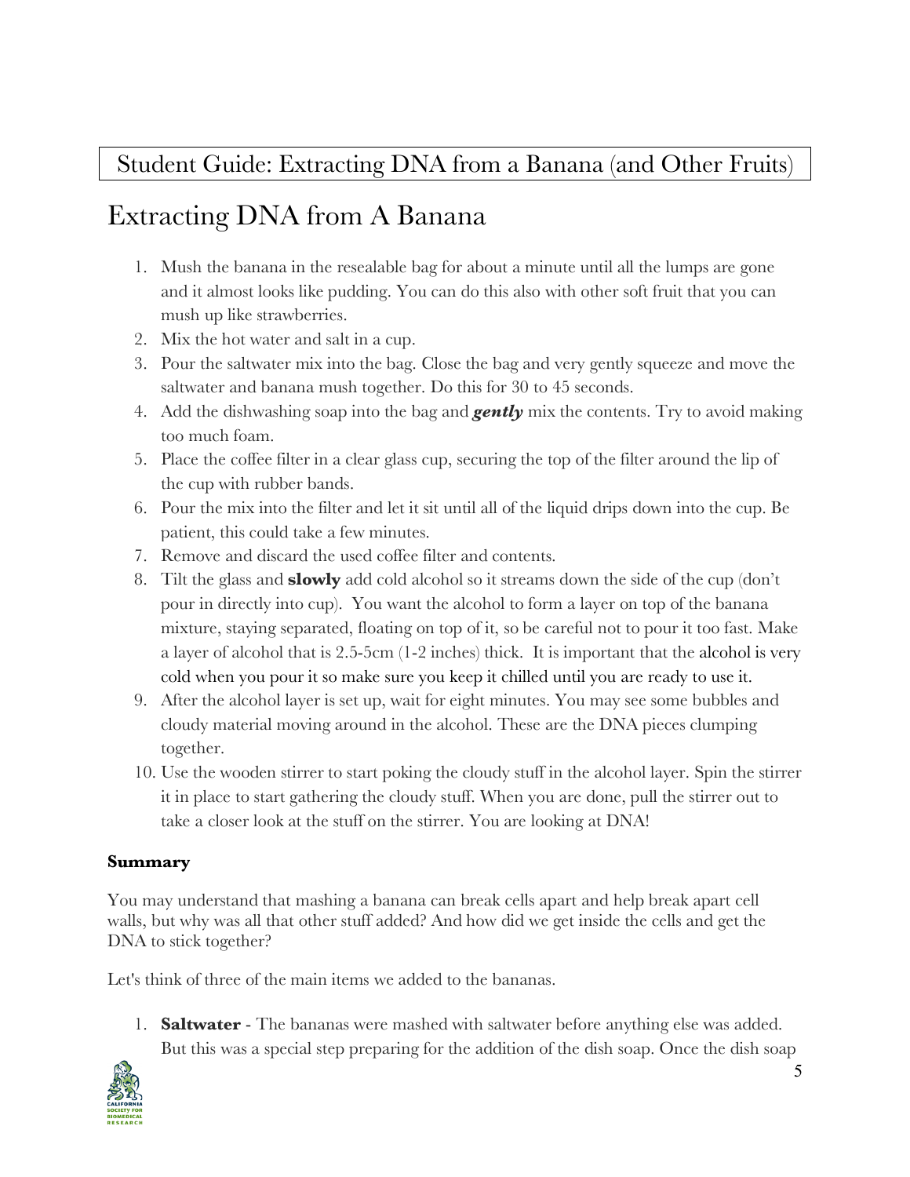Student Guide: Extracting DNA from a Banana (and Other Fruits)

# Extracting DNA from A Banana

1. Mush the banana in the resealable bag for about a minute until all the lumps are gone and it almost looks like pudding. You can do this also with other soft fruit that you can mush up like strawberries.
2. Mix the hot water and salt in a cup.
3. Pour the saltwater mix into the bag. Close the bag and very gently squeeze and move the saltwater and banana mush together. Do this for 30 to 45 seconds.
4. Add the dishwashing soap into the bag and ***gently*** mix the contents. Try to avoid making too much foam.
5. Place the coffee filter in a clear glass cup, securing the top of the filter around the lip of the cup with rubber bands.
6. Pour the mix into the filter and let it sit until all of the liquid drips down into the cup. Be patient, this could take a few minutes.
7. Remove and discard the used coffee filter and contents.
8. Tilt the glass and **slowly** add cold alcohol so it streams down the side of the cup (don't pour in directly into cup). You want the alcohol to form a layer on top of the banana mixture, staying separated, floating on top of it, so be careful not to pour it too fast. Make a layer of alcohol that is 2.5-5cm (1-2 inches) thick. It is important that the alcohol is very cold when you pour it so make sure you keep it chilled until you are ready to use it.
9. After the alcohol layer is set up, wait for eight minutes. You may see some bubbles and cloudy material moving around in the alcohol. These are the DNA pieces clumping together.
10. Use the wooden stirrer to start poking the cloudy stuff in the alcohol layer. Spin the stirrer it in place to start gathering the cloudy stuff. When you are done, pull the stirrer out to take a closer look at the stuff on the stirrer. You are looking at DNA!

**Summary**

You may understand that mashing a banana can break cells apart and help break apart cell walls, but why was all that other stuff added? And how did we get inside the cells and get the DNA to stick together?

Let's think of three of the main items we added to the bananas.

1. **Saltwater** - The bananas were mashed with saltwater before anything else was added. But this was a special step preparing for the addition of the dish soap. Once the dish soap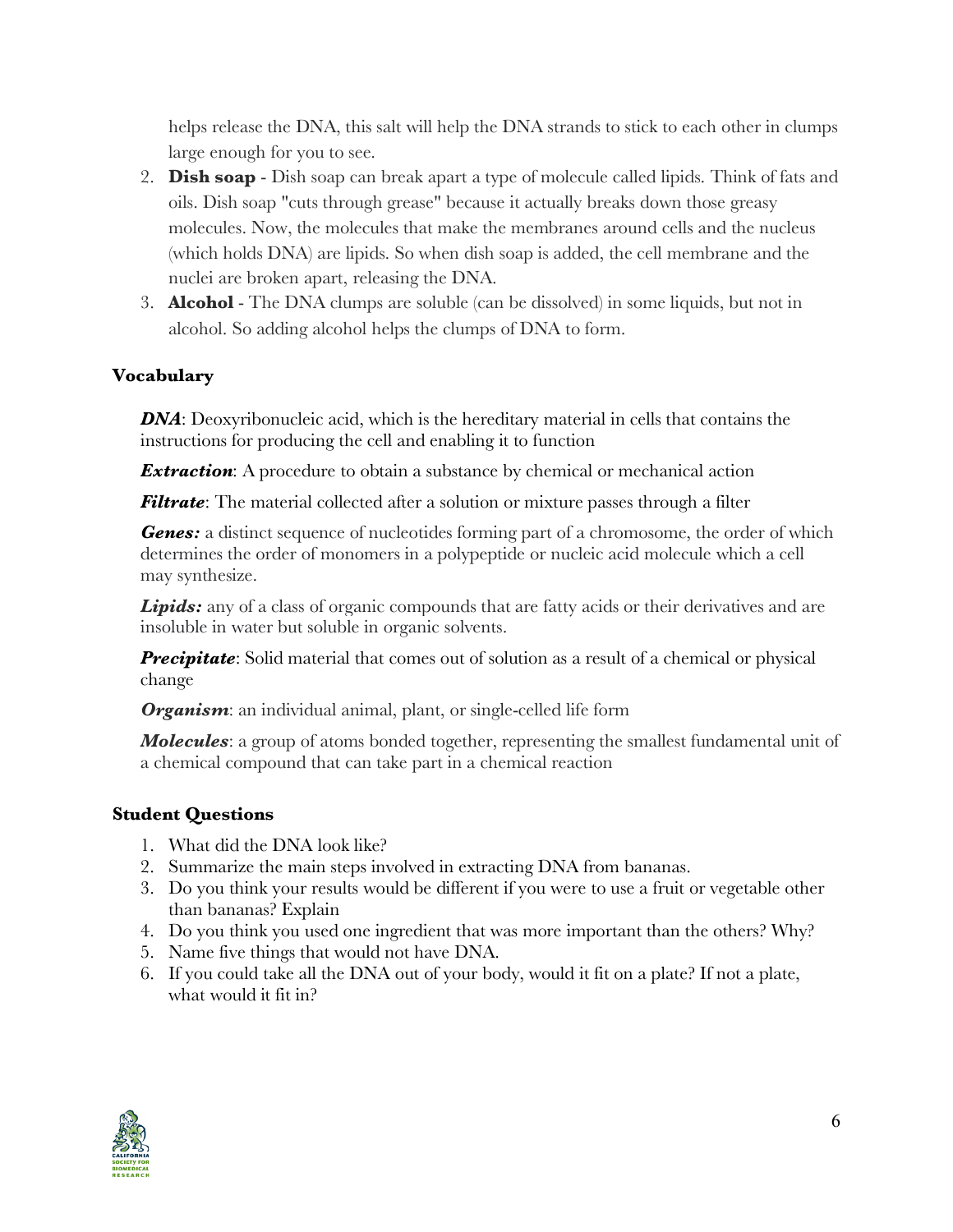helps release the DNA, this salt will help the DNA strands to stick to each other in clumps large enough for you to see.

2. **Dish soap** - Dish soap can break apart a type of molecule called lipids. Think of fats and oils. Dish soap "cuts through grease" because it actually breaks down those greasy molecules. Now, the molecules that make the membranes around cells and the nucleus (which holds DNA) are lipids. So when dish soap is added, the cell membrane and the nuclei are broken apart, releasing the DNA.
3. **Alcohol** - The DNA clumps are soluble (can be dissolved) in some liquids, but not in alcohol. So adding alcohol helps the clumps of DNA to form.

### Vocabulary

***DNA***: Deoxyribonucleic acid, which is the hereditary material in cells that contains the instructions for producing the cell and enabling it to function

***Extraction***: A procedure to obtain a substance by chemical or mechanical action

***Filtrate***: The material collected after a solution or mixture passes through a filter

***Genes:*** a distinct sequence of nucleotides forming part of a chromosome, the order of which determines the order of monomers in a polypeptide or nucleic acid molecule which a cell may synthesize.

***Lipids:*** any of a class of organic compounds that are fatty acids or their derivatives and are insoluble in water but soluble in organic solvents.

***Precipitate***: Solid material that comes out of solution as a result of a chemical or physical change

***Organism***: an individual animal, plant, or single-celled life form

***Molecules***: a group of atoms bonded together, representing the smallest fundamental unit of a chemical compound that can take part in a chemical reaction

### Student Questions

1. What did the DNA look like?
2. Summarize the main steps involved in extracting DNA from bananas.
3. Do you think your results would be different if you were to use a fruit or vegetable other than bananas? Explain
4. Do you think you used one ingredient that was more important than the others? Why?
5. Name five things that would not have DNA.
6. If you could take all the DNA out of your body, would it fit on a plate? If not a plate, what would it fit in?